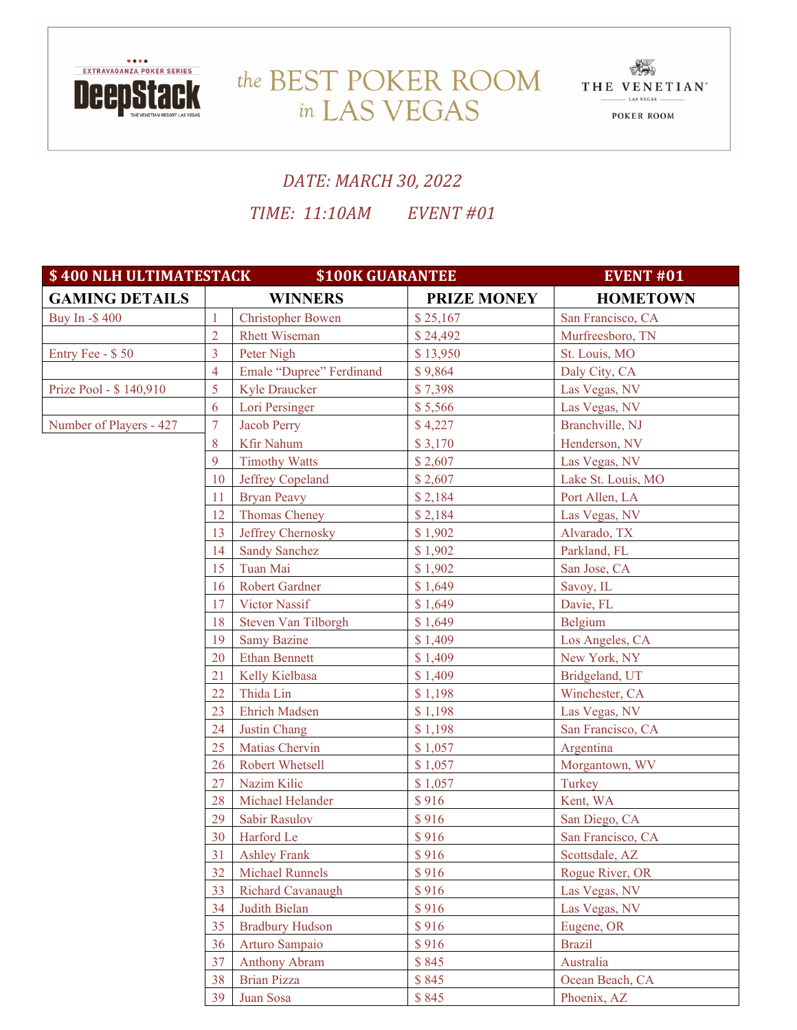the BEST POKER ROOM in LAS VEGAS

DeepStack Extravaganza Poker Series — The Venetian Las Vegas Poker Room

*DATE: MARCH 30, 2022*

*TIME: 11:10AM EVENT #01*

| $ 400 NLH ULTIMATESTACK | | $100K GUARANTEE | | EVENT #01 |
|---|---|---|---|---|
| **GAMING DETAILS** | | **WINNERS** | **PRIZE MONEY** | **HOMETOWN** |
| Buy In -$ 400 | 1 | Christopher Bowen | $ 25,167 | San Francisco, CA |
| | 2 | Rhett Wiseman | $ 24,492 | Murfreesboro, TN |
| Entry Fee - $ 50 | 3 | Peter Nigh | $ 13,950 | St. Louis, MO |
| | 4 | Emale "Dupree" Ferdinand | $ 9,864 | Daly City, CA |
| Prize Pool - $ 140,910 | 5 | Kyle Draucker | $ 7,398 | Las Vegas, NV |
| | 6 | Lori Persinger | $ 5,566 | Las Vegas, NV |
| Number of Players - 427 | 7 | Jacob Perry | $ 4,227 | Branchville, NJ |
| | 8 | Kfir Nahum | $ 3,170 | Henderson, NV |
| | 9 | Timothy Watts | $ 2,607 | Las Vegas, NV |
| | 10 | Jeffrey Copeland | $ 2,607 | Lake St. Louis, MO |
| | 11 | Bryan Peavy | $ 2,184 | Port Allen, LA |
| | 12 | Thomas Cheney | $ 2,184 | Las Vegas, NV |
| | 13 | Jeffrey Chernosky | $ 1,902 | Alvarado, TX |
| | 14 | Sandy Sanchez | $ 1,902 | Parkland, FL |
| | 15 | Tuan Mai | $ 1,902 | San Jose, CA |
| | 16 | Robert Gardner | $ 1,649 | Savoy, IL |
| | 17 | Victor Nassif | $ 1,649 | Davie, FL |
| | 18 | Steven Van Tilborgh | $ 1,649 | Belgium |
| | 19 | Samy Bazine | $ 1,409 | Los Angeles, CA |
| | 20 | Ethan Bennett | $ 1,409 | New York, NY |
| | 21 | Kelly Kielbasa | $ 1,409 | Bridgeland, UT |
| | 22 | Thida Lin | $ 1,198 | Winchester, CA |
| | 23 | Ehrich Madsen | $ 1,198 | Las Vegas, NV |
| | 24 | Justin Chang | $ 1,198 | San Francisco, CA |
| | 25 | Matias Chervin | $ 1,057 | Argentina |
| | 26 | Robert Whetsell | $ 1,057 | Morgantown, WV |
| | 27 | Nazim Kilic | $ 1,057 | Turkey |
| | 28 | Michael Helander | $ 916 | Kent, WA |
| | 29 | Sabir Rasulov | $ 916 | San Diego, CA |
| | 30 | Harford Le | $ 916 | San Francisco, CA |
| | 31 | Ashley Frank | $ 916 | Scottsdale, AZ |
| | 32 | Michael Runnels | $ 916 | Rogue River, OR |
| | 33 | Richard Cavanaugh | $ 916 | Las Vegas, NV |
| | 34 | Judith Bielan | $ 916 | Las Vegas, NV |
| | 35 | Bradbury Hudson | $ 916 | Eugene, OR |
| | 36 | Arturo Sampaio | $ 916 | Brazil |
| | 37 | Anthony Abram | $ 845 | Australia |
| | 38 | Brian Pizza | $ 845 | Ocean Beach, CA |
| | 39 | Juan Sosa | $ 845 | Phoenix, AZ |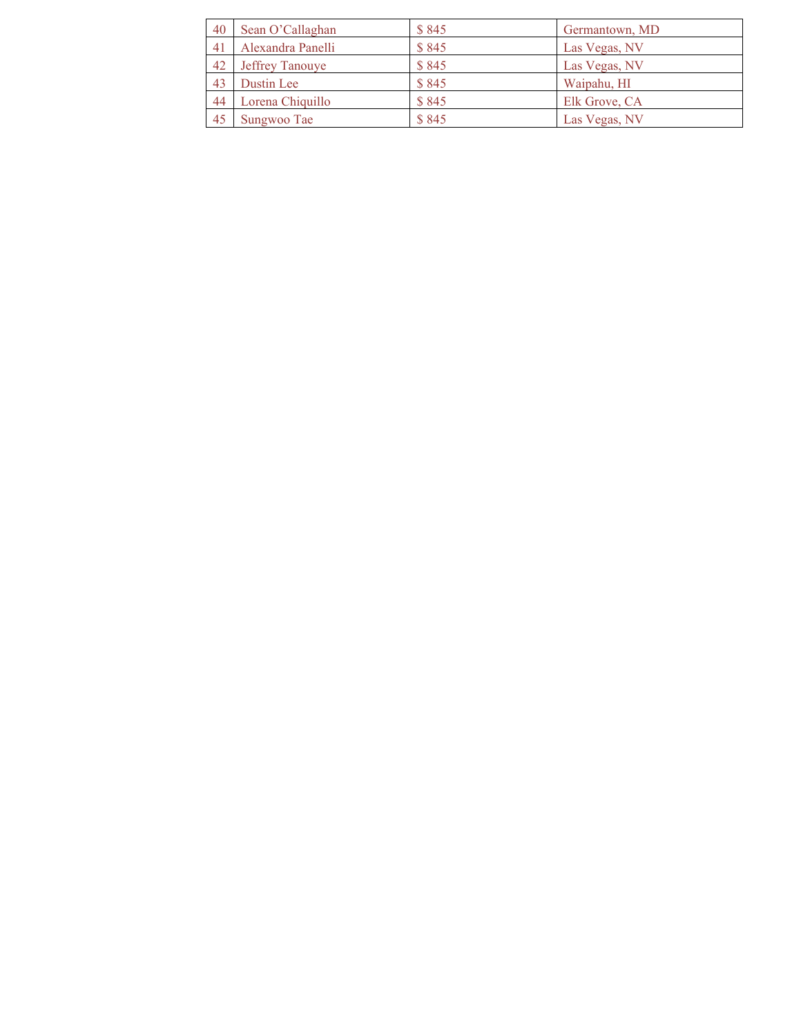| | | | |
|---|---|---|---|
| 40 | Sean O'Callaghan | $ 845 | Germantown, MD |
| 41 | Alexandra Panelli | $ 845 | Las Vegas, NV |
| 42 | Jeffrey Tanouye | $ 845 | Las Vegas, NV |
| 43 | Dustin Lee | $ 845 | Waipahu, HI |
| 44 | Lorena Chiquillo | $ 845 | Elk Grove, CA |
| 45 | Sungwoo Tae | $ 845 | Las Vegas, NV |